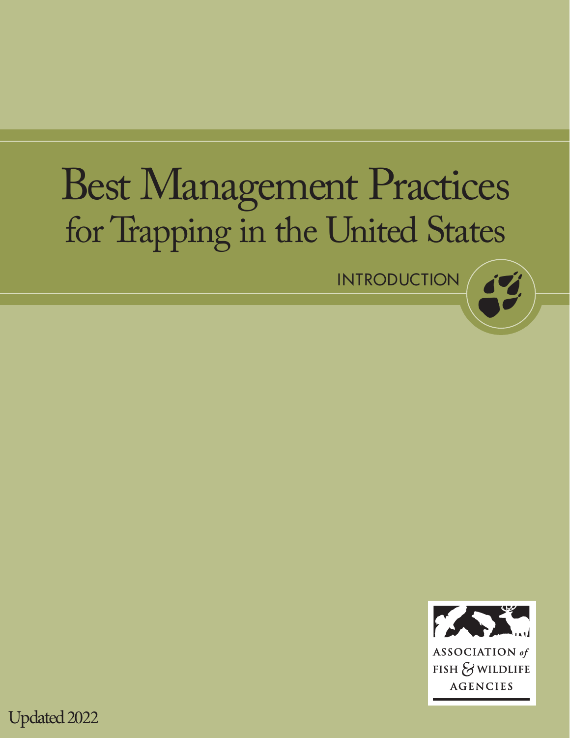# Best Management Practices for Trapping in the United States

INTRODUCTION

ASSOCIATION *of* FISH & WILDLIFE AGENCIES

Updated 2022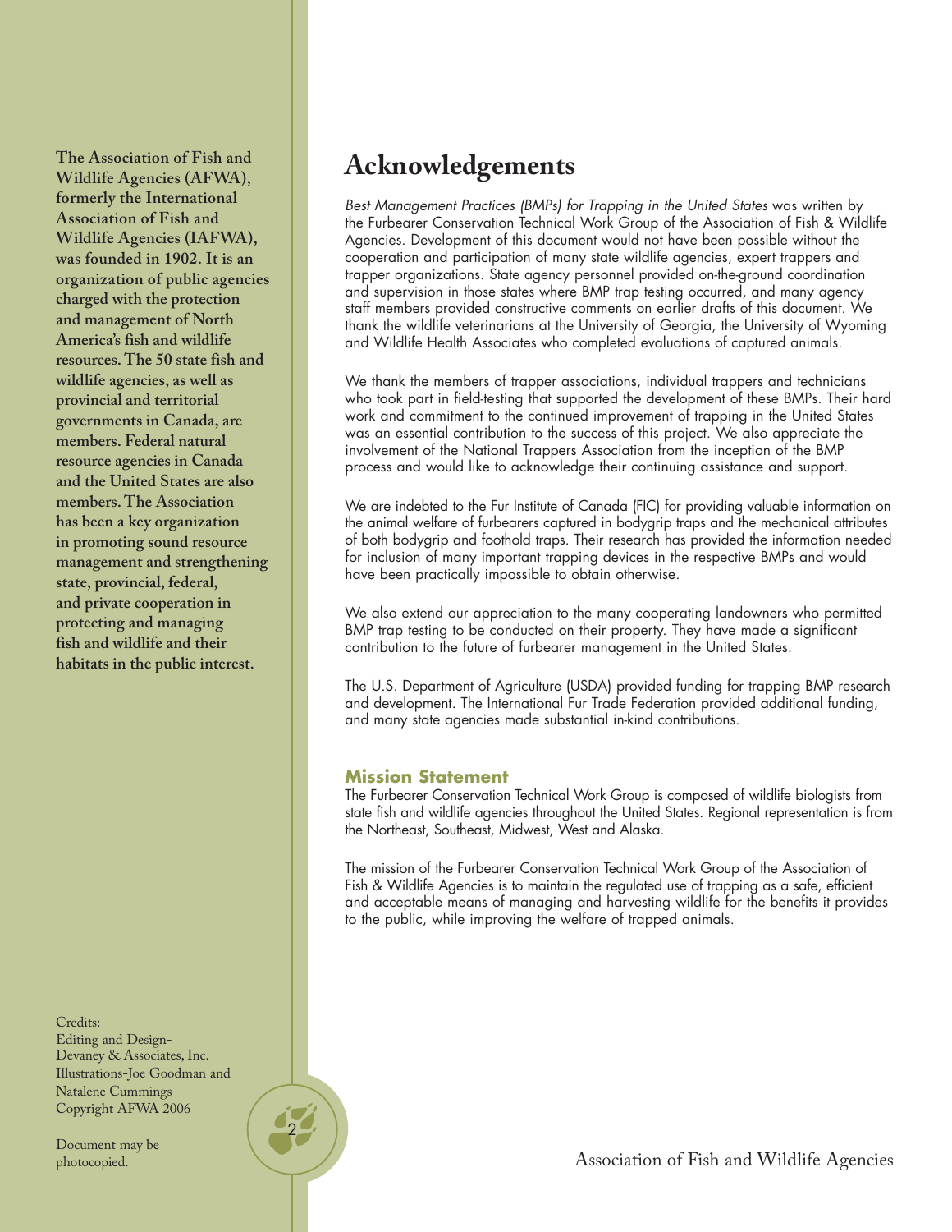# Acknowledgements

*Best Management Practices (BMPs) for Trapping in the United States* was written by the Furbearer Conservation Technical Work Group of the Association of Fish & Wildlife Agencies. Development of this document would not have been possible without the cooperation and participation of many state wildlife agencies, expert trappers and trapper organizations. State agency personnel provided on-the-ground coordination and supervision in those states where BMP trap testing occurred, and many agency staff members provided constructive comments on earlier drafts of this document. We thank the wildlife veterinarians at the University of Georgia, the University of Wyoming and Wildlife Health Associates who completed evaluations of captured animals.

We thank the members of trapper associations, individual trappers and technicians who took part in field-testing that supported the development of these BMPs. Their hard work and commitment to the continued improvement of trapping in the United States was an essential contribution to the success of this project. We also appreciate the involvement of the National Trappers Association from the inception of the BMP process and would like to acknowledge their continuing assistance and support.

We are indebted to the Fur Institute of Canada (FIC) for providing valuable information on the animal welfare of furbearers captured in bodygrip traps and the mechanical attributes of both bodygrip and foothold traps. Their research has provided the information needed for inclusion of many important trapping devices in the respective BMPs and would have been practically impossible to obtain otherwise.

We also extend our appreciation to the many cooperating landowners who permitted BMP trap testing to be conducted on their property. They have made a significant contribution to the future of furbearer management in the United States.

The U.S. Department of Agriculture (USDA) provided funding for trapping BMP research and development. The International Fur Trade Federation provided additional funding, and many state agencies made substantial in-kind contributions.

### Mission Statement

The Furbearer Conservation Technical Work Group is composed of wildlife biologists from state fish and wildlife agencies throughout the United States. Regional representation is from the Northeast, Southeast, Midwest, West and Alaska.

The mission of the Furbearer Conservation Technical Work Group of the Association of Fish & Wildlife Agencies is to maintain the regulated use of trapping as a safe, efficient and acceptable means of managing and harvesting wildlife for the benefits it provides to the public, while improving the welfare of trapped animals.

**The Association of Fish and Wildlife Agencies (AFWA), formerly the International Association of Fish and Wildlife Agencies (IAFWA), was founded in 1902. It is an organization of public agencies charged with the protection and management of North America's fish and wildlife resources. The 50 state fish and wildlife agencies, as well as provincial and territorial governments in Canada, are members. Federal natural resource agencies in Canada and the United States are also members. The Association has been a key organization in promoting sound resource management and strengthening state, provincial, federal, and private cooperation in protecting and managing fish and wildlife and their habitats in the public interest.**

Credits:
Editing and Design-
Devaney & Associates, Inc.
Illustrations-Joe Goodman and Natalene Cummings
Copyright AFWA 2006

Document may be photocopied.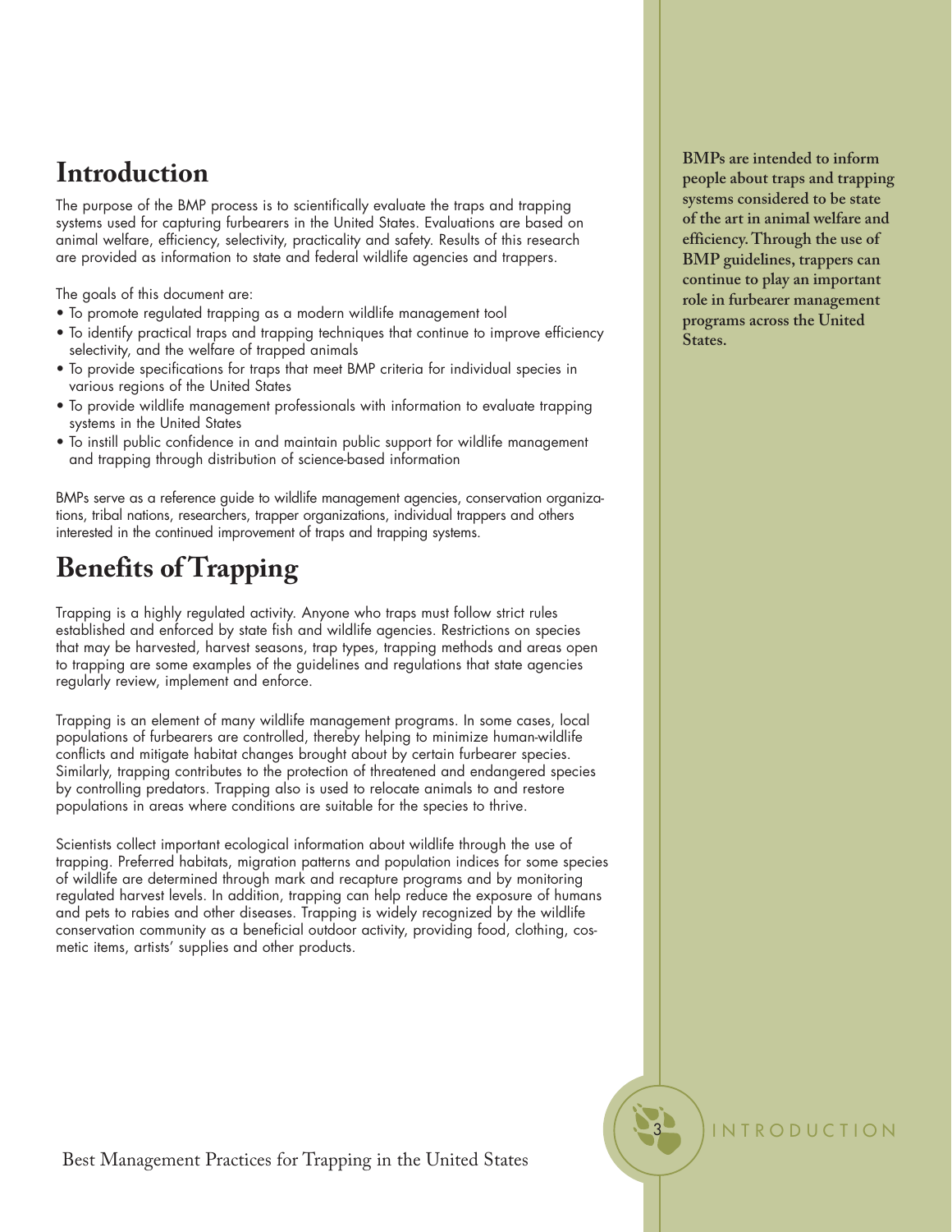# Introduction

The purpose of the BMP process is to scientifically evaluate the traps and trapping systems used for capturing furbearers in the United States. Evaluations are based on animal welfare, efficiency, selectivity, practicality and safety. Results of this research are provided as information to state and federal wildlife agencies and trappers.

The goals of this document are:

- To promote regulated trapping as a modern wildlife management tool
- To identify practical traps and trapping techniques that continue to improve efficiency selectivity, and the welfare of trapped animals
- To provide specifications for traps that meet BMP criteria for individual species in various regions of the United States
- To provide wildlife management professionals with information to evaluate trapping systems in the United States
- To instill public confidence in and maintain public support for wildlife management and trapping through distribution of science-based information

BMPs serve as a reference guide to wildlife management agencies, conservation organizations, tribal nations, researchers, trapper organizations, individual trappers and others interested in the continued improvement of traps and trapping systems.

**BMPs are intended to inform people about traps and trapping systems considered to be state of the art in animal welfare and efficiency. Through the use of BMP guidelines, trappers can continue to play an important role in furbearer management programs across the United States.**

# Benefits of Trapping

Trapping is a highly regulated activity. Anyone who traps must follow strict rules established and enforced by state fish and wildlife agencies. Restrictions on species that may be harvested, harvest seasons, trap types, trapping methods and areas open to trapping are some examples of the guidelines and regulations that state agencies regularly review, implement and enforce.

Trapping is an element of many wildlife management programs. In some cases, local populations of furbearers are controlled, thereby helping to minimize human-wildlife conflicts and mitigate habitat changes brought about by certain furbearer species. Similarly, trapping contributes to the protection of threatened and endangered species by controlling predators. Trapping also is used to relocate animals to and restore populations in areas where conditions are suitable for the species to thrive.

Scientists collect important ecological information about wildlife through the use of trapping. Preferred habitats, migration patterns and population indices for some species of wildlife are determined through mark and recapture programs and by monitoring regulated harvest levels. In addition, trapping can help reduce the exposure of humans and pets to rabies and other diseases. Trapping is widely recognized by the wildlife conservation community as a beneficial outdoor activity, providing food, clothing, cosmetic items, artists' supplies and other products.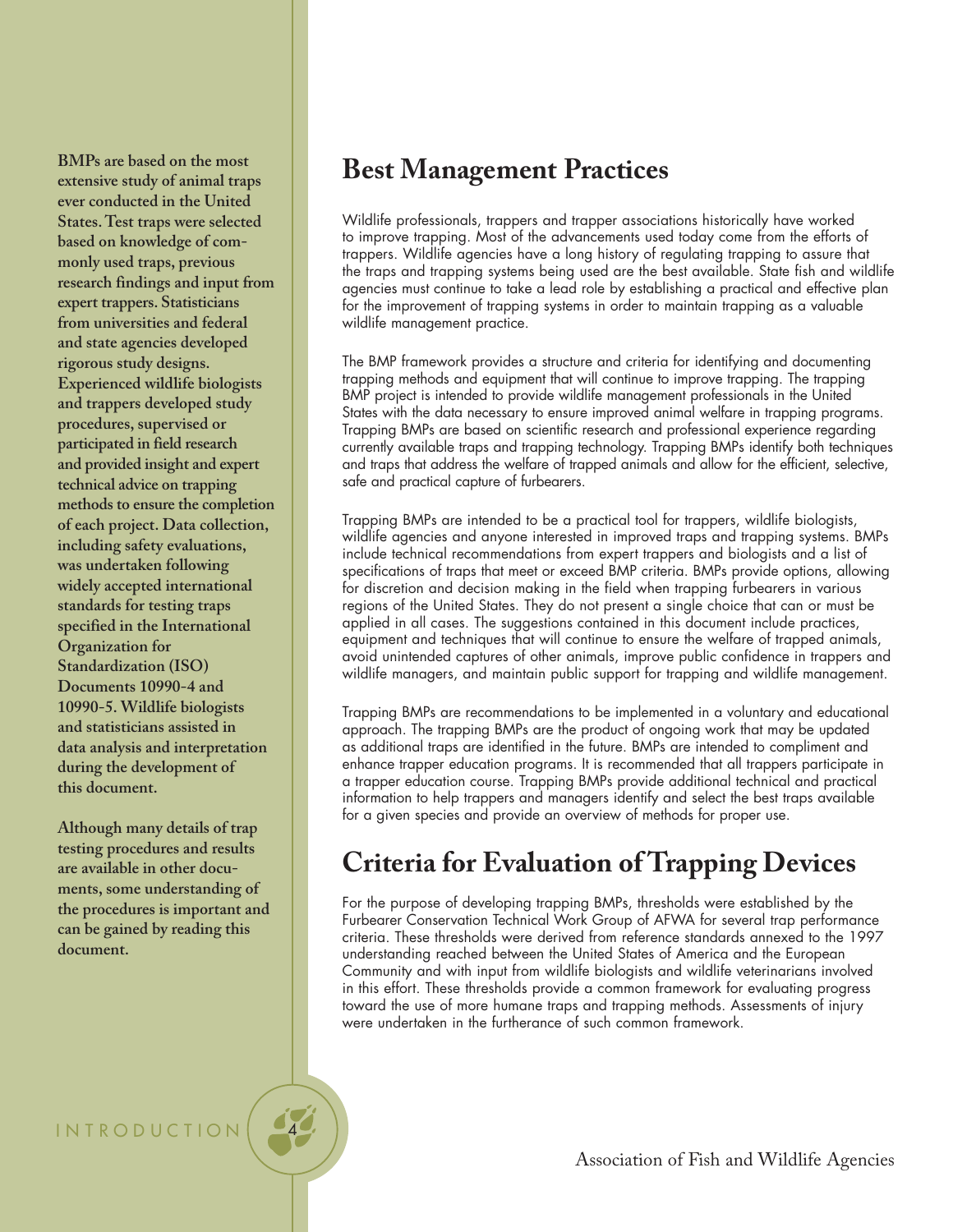**BMPs are based on the most extensive study of animal traps ever conducted in the United States. Test traps were selected based on knowledge of commonly used traps, previous research findings and input from expert trappers. Statisticians from universities and federal and state agencies developed rigorous study designs. Experienced wildlife biologists and trappers developed study procedures, supervised or participated in field research and provided insight and expert technical advice on trapping methods to ensure the completion of each project. Data collection, including safety evaluations, was undertaken following widely accepted international standards for testing traps specified in the International Organization for Standardization (ISO) Documents 10990-4 and 10990-5. Wildlife biologists and statisticians assisted in data analysis and interpretation during the development of this document.**

**Although many details of trap testing procedures and results are available in other documents, some understanding of the procedures is important and can be gained by reading this document.**

# Best Management Practices

Wildlife professionals, trappers and trapper associations historically have worked to improve trapping. Most of the advancements used today come from the efforts of trappers. Wildlife agencies have a long history of regulating trapping to assure that the traps and trapping systems being used are the best available. State fish and wildlife agencies must continue to take a lead role by establishing a practical and effective plan for the improvement of trapping systems in order to maintain trapping as a valuable wildlife management practice.

The BMP framework provides a structure and criteria for identifying and documenting trapping methods and equipment that will continue to improve trapping. The trapping BMP project is intended to provide wildlife management professionals in the United States with the data necessary to ensure improved animal welfare in trapping programs. Trapping BMPs are based on scientific research and professional experience regarding currently available traps and trapping technology. Trapping BMPs identify both techniques and traps that address the welfare of trapped animals and allow for the efficient, selective, safe and practical capture of furbearers.

Trapping BMPs are intended to be a practical tool for trappers, wildlife biologists, wildlife agencies and anyone interested in improved traps and trapping systems. BMPs include technical recommendations from expert trappers and biologists and a list of specifications of traps that meet or exceed BMP criteria. BMPs provide options, allowing for discretion and decision making in the field when trapping furbearers in various regions of the United States. They do not present a single choice that can or must be applied in all cases. The suggestions contained in this document include practices, equipment and techniques that will continue to ensure the welfare of trapped animals, avoid unintended captures of other animals, improve public confidence in trappers and wildlife managers, and maintain public support for trapping and wildlife management.

Trapping BMPs are recommendations to be implemented in a voluntary and educational approach. The trapping BMPs are the product of ongoing work that may be updated as additional traps are identified in the future. BMPs are intended to compliment and enhance trapper education programs. It is recommended that all trappers participate in a trapper education course. Trapping BMPs provide additional technical and practical information to help trappers and managers identify and select the best traps available for a given species and provide an overview of methods for proper use.

# Criteria for Evaluation of Trapping Devices

For the purpose of developing trapping BMPs, thresholds were established by the Furbearer Conservation Technical Work Group of AFWA for several trap performance criteria. These thresholds were derived from reference standards annexed to the 1997 understanding reached between the United States of America and the European Community and with input from wildlife biologists and wildlife veterinarians involved in this effort. These thresholds provide a common framework for evaluating progress toward the use of more humane traps and trapping methods. Assessments of injury were undertaken in the furtherance of such common framework.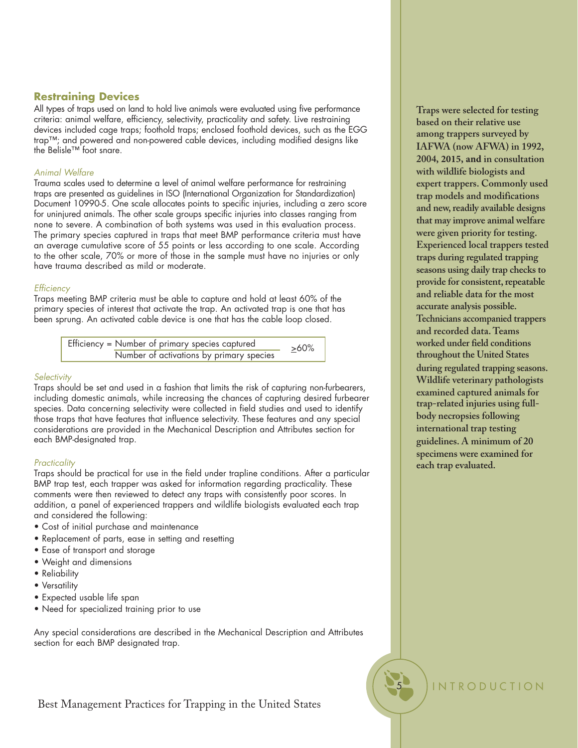## Restraining Devices

All types of traps used on land to hold live animals were evaluated using five performance criteria: animal welfare, efficiency, selectivity, practicality and safety. Live restraining devices included cage traps; foothold traps; enclosed foothold devices, such as the EGG trap™; and powered and non-powered cable devices, including modified designs like the Belisle™ foot snare.

*Animal Welfare*

Trauma scales used to determine a level of animal welfare performance for restraining traps are presented as guidelines in ISO (International Organization for Standardization) Document 10990-5. One scale allocates points to specific injuries, including a zero score for uninjured animals. The other scale groups specific injuries into classes ranging from none to severe. A combination of both systems was used in this evaluation process. The primary species captured in traps that meet BMP performance criteria must have an average cumulative score of 55 points or less according to one scale. According to the other scale, 70% or more of those in the sample must have no injuries or only have trauma described as mild or moderate.

*Efficiency*

Traps meeting BMP criteria must be able to capture and hold at least 60% of the primary species of interest that activate the trap. An activated trap is one that has been sprung. An activated cable device is one that has the cable loop closed.

$$\text{Efficiency} = \frac{\text{Number of primary species captured}}{\text{Number of activations by primary species}} \geq 60\%$$

*Selectivity*

Traps should be set and used in a fashion that limits the risk of capturing non-furbearers, including domestic animals, while increasing the chances of capturing desired furbearer species. Data concerning selectivity were collected in field studies and used to identify those traps that have features that influence selectivity. These features and any special considerations are provided in the Mechanical Description and Attributes section for each BMP-designated trap.

*Practicality*

Traps should be practical for use in the field under trapline conditions. After a particular BMP trap test, each trapper was asked for information regarding practicality. These comments were then reviewed to detect any traps with consistently poor scores. In addition, a panel of experienced trappers and wildlife biologists evaluated each trap and considered the following:

- Cost of initial purchase and maintenance
- Replacement of parts, ease in setting and resetting
- Ease of transport and storage
- Weight and dimensions
- Reliability
- Versatility
- Expected usable life span
- Need for specialized training prior to use

Any special considerations are described in the Mechanical Description and Attributes section for each BMP designated trap.

**Traps were selected for testing based on their relative use among trappers surveyed by IAFWA (now AFWA) in 1992, 2004, 2015, and in consultation with wildlife biologists and expert trappers. Commonly used trap models and modifications and new, readily available designs that may improve animal welfare were given priority for testing. Experienced local trappers tested traps during regulated trapping seasons using daily trap checks to provide for consistent, repeatable and reliable data for the most accurate analysis possible. Technicians accompanied trappers and recorded data. Teams worked under field conditions throughout the United States during regulated trapping seasons. Wildlife veterinary pathologists examined captured animals for trap-related injuries using full-body necropsies following international trap testing guidelines. A minimum of 20 specimens were examined for each trap evaluated.**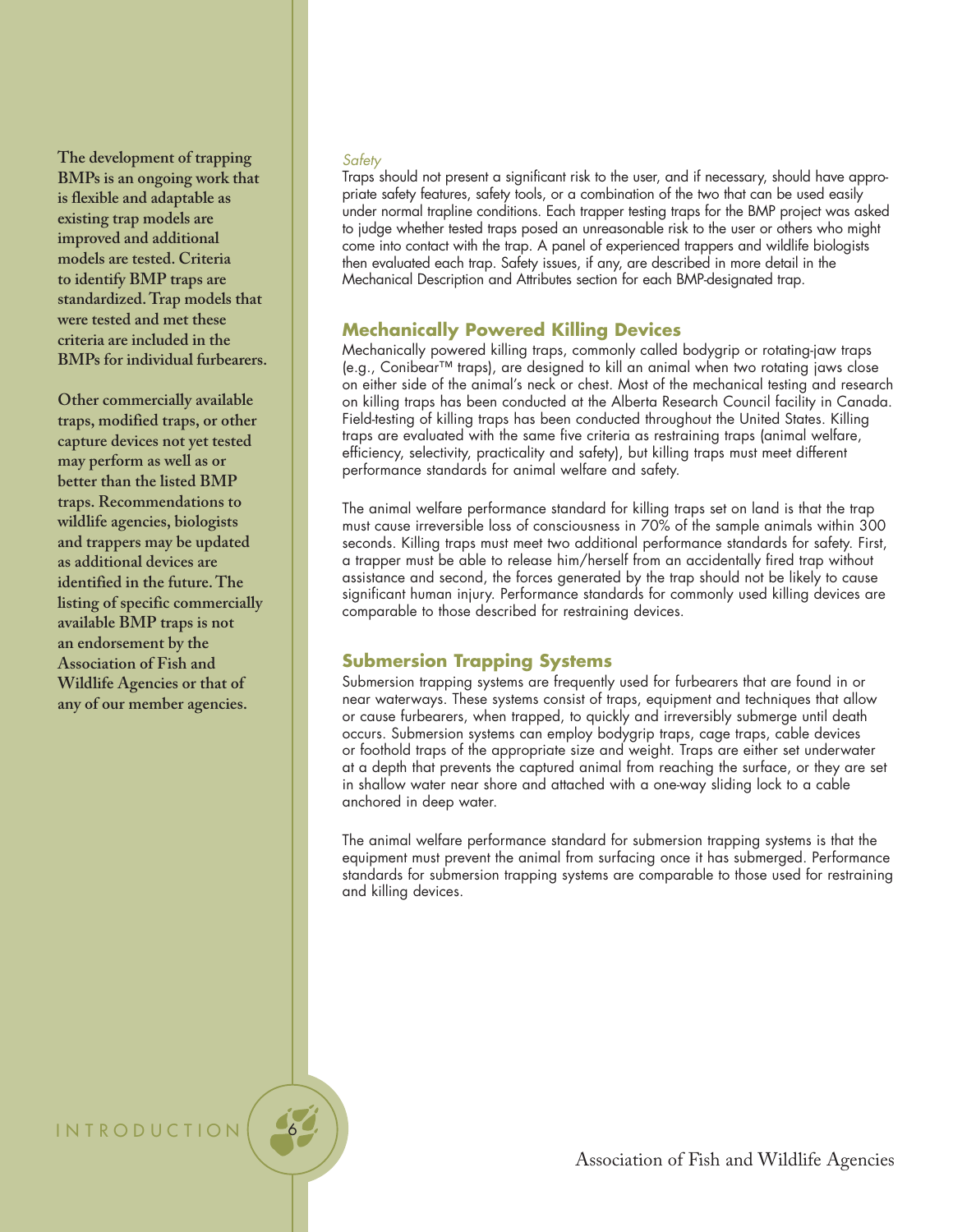The development of trapping BMPs is an ongoing work that is flexible and adaptable as existing trap models are improved and additional models are tested. Criteria to identify BMP traps are standardized. Trap models that were tested and met these criteria are included in the BMPs for individual furbearers.

Other commercially available traps, modified traps, or other capture devices not yet tested may perform as well as or better than the listed BMP traps. Recommendations to wildlife agencies, biologists and trappers may be updated as additional devices are identified in the future. The listing of specific commercially available BMP traps is not an endorsement by the Association of Fish and Wildlife Agencies or that of any of our member agencies.

*Safety*

Traps should not present a significant risk to the user, and if necessary, should have appropriate safety features, safety tools, or a combination of the two that can be used easily under normal trapline conditions. Each trapper testing traps for the BMP project was asked to judge whether tested traps posed an unreasonable risk to the user or others who might come into contact with the trap. A panel of experienced trappers and wildlife biologists then evaluated each trap. Safety issues, if any, are described in more detail in the Mechanical Description and Attributes section for each BMP-designated trap.

## Mechanically Powered Killing Devices

Mechanically powered killing traps, commonly called bodygrip or rotating-jaw traps (e.g., Conibear™ traps), are designed to kill an animal when two rotating jaws close on either side of the animal's neck or chest. Most of the mechanical testing and research on killing traps has been conducted at the Alberta Research Council facility in Canada. Field-testing of killing traps has been conducted throughout the United States. Killing traps are evaluated with the same five criteria as restraining traps (animal welfare, efficiency, selectivity, practicality and safety), but killing traps must meet different performance standards for animal welfare and safety.

The animal welfare performance standard for killing traps set on land is that the trap must cause irreversible loss of consciousness in 70% of the sample animals within 300 seconds. Killing traps must meet two additional performance standards for safety. First, a trapper must be able to release him/herself from an accidentally fired trap without assistance and second, the forces generated by the trap should not be likely to cause significant human injury. Performance standards for commonly used killing devices are comparable to those described for restraining devices.

## Submersion Trapping Systems

Submersion trapping systems are frequently used for furbearers that are found in or near waterways. These systems consist of traps, equipment and techniques that allow or cause furbearers, when trapped, to quickly and irreversibly submerge until death occurs. Submersion systems can employ bodygrip traps, cage traps, cable devices or foothold traps of the appropriate size and weight. Traps are either set underwater at a depth that prevents the captured animal from reaching the surface, or they are set in shallow water near shore and attached with a one-way sliding lock to a cable anchored in deep water.

The animal welfare performance standard for submersion trapping systems is that the equipment must prevent the animal from surfacing once it has submerged. Performance standards for submersion trapping systems are comparable to those used for restraining and killing devices.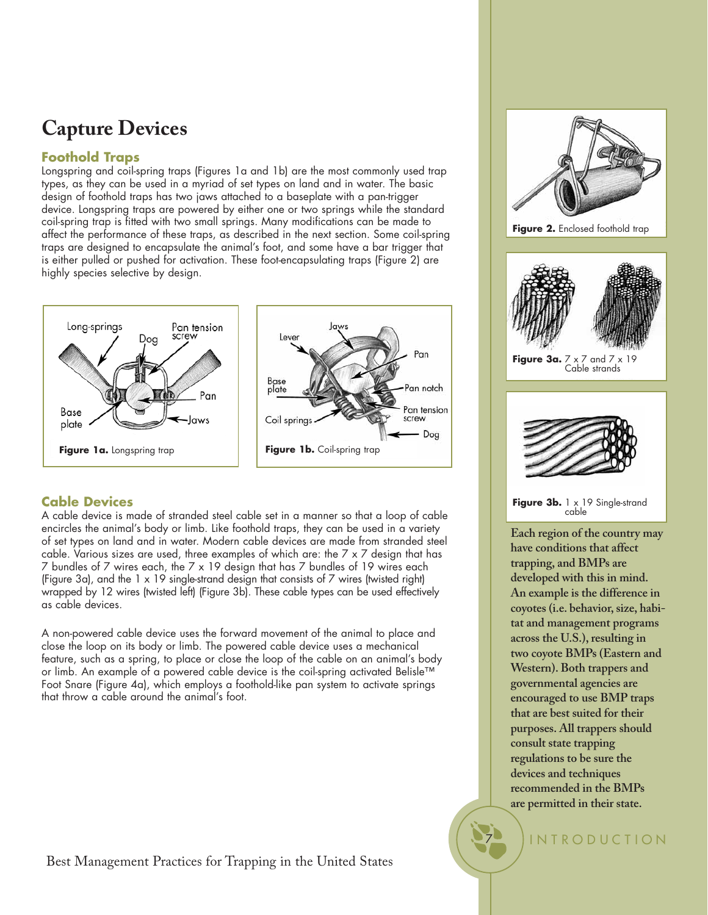# Capture Devices

## Foothold Traps

Longspring and coil-spring traps (Figures 1a and 1b) are the most commonly used trap types, as they can be used in a myriad of set types on land and in water. The basic design of foothold traps has two jaws attached to a baseplate with a pan-trigger device. Longspring traps are powered by either one or two springs while the standard coil-spring trap is fitted with two small springs. Many modifications can be made to affect the performance of these traps, as described in the next section. Some coil-spring traps are designed to encapsulate the animal's foot, and some have a bar trigger that is either pulled or pushed for activation. These foot-encapsulating traps (Figure 2) are highly species selective by design.

**Figure 1a.** Longspring trap

**Figure 1b.** Coil-spring trap

## Cable Devices

A cable device is made of stranded steel cable set in a manner so that a loop of cable encircles the animal's body or limb. Like foothold traps, they can be used in a variety of set types on land and in water. Modern cable devices are made from stranded steel cable. Various sizes are used, three examples of which are: the 7 x 7 design that has 7 bundles of 7 wires each, the 7 x 19 design that has 7 bundles of 19 wires each (Figure 3a), and the 1 x 19 single-strand design that consists of 7 wires (twisted right) wrapped by 12 wires (twisted left) (Figure 3b). These cable types can be used effectively as cable devices.

A non-powered cable device uses the forward movement of the animal to place and close the loop on its body or limb. The powered cable device uses a mechanical feature, such as a spring, to place or close the loop of the cable on an animal's body or limb. An example of a powered cable device is the coil-spring activated Belisle™ Foot Snare (Figure 4a), which employs a foothold-like pan system to activate springs that throw a cable around the animal's foot.

**Figure 2.** Enclosed foothold trap

**Figure 3a.** 7 x 7 and 7 x 19 Cable strands

**Figure 3b.** 1 x 19 Single-strand cable

**Each region of the country may have conditions that affect trapping, and BMPs are developed with this in mind. An example is the difference in coyotes (i.e. behavior, size, habitat and management programs across the U.S.), resulting in two coyote BMPs (Eastern and Western). Both trappers and governmental agencies are encouraged to use BMP traps that are best suited for their purposes. All trappers should consult state trapping regulations to be sure the devices and techniques recommended in the BMPs are permitted in their state.**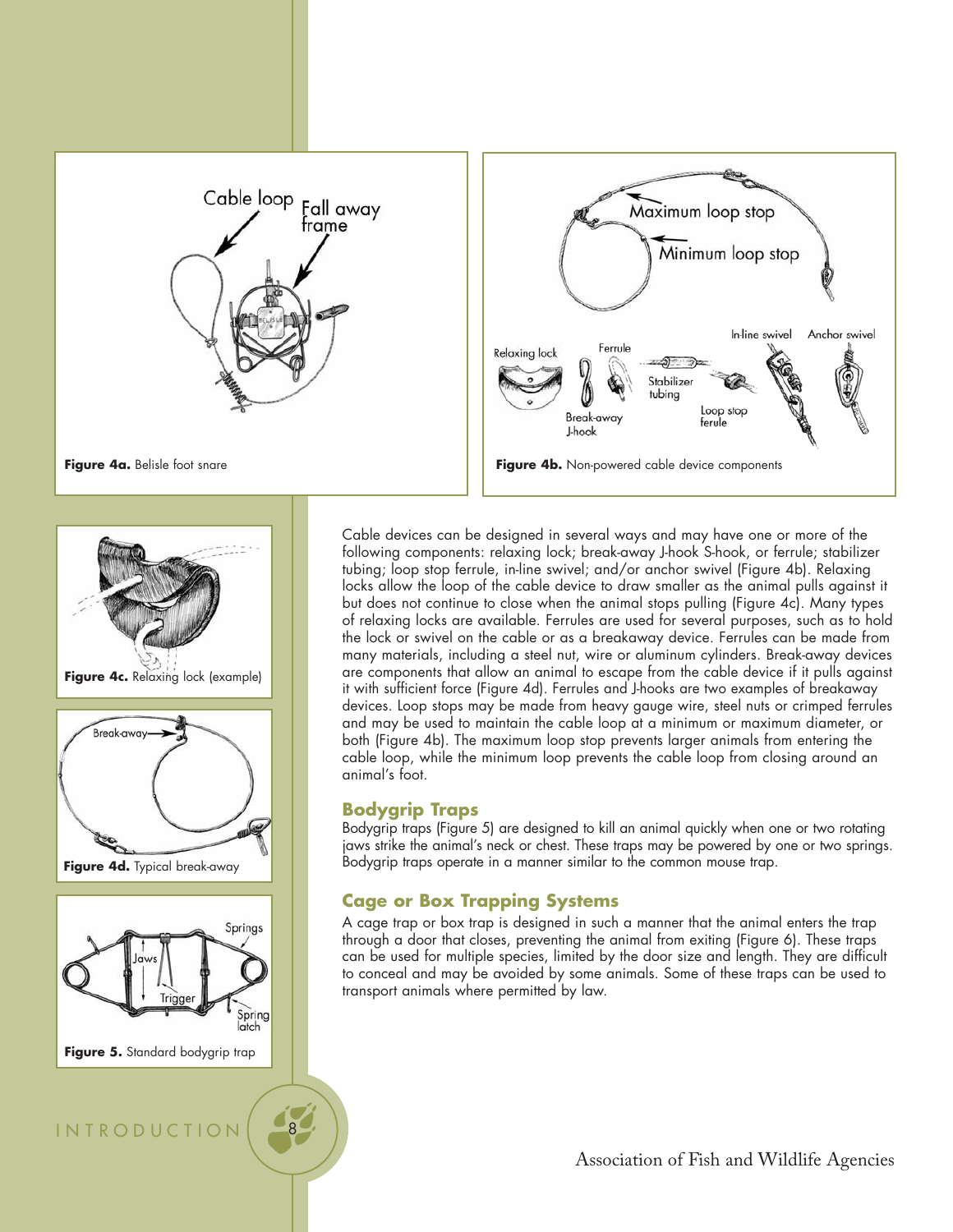**Figure 4a.** Belisle foot snare

**Figure 4b.** Non-powered cable device components

**Figure 4c.** Relaxing lock (example)

**Figure 4d.** Typical break-away

**Figure 5.** Standard bodygrip trap

Cable devices can be designed in several ways and may have one or more of the following components: relaxing lock; break-away J-hook S-hook, or ferrule; stabilizer tubing; loop stop ferrule, in-line swivel; and/or anchor swivel (Figure 4b). Relaxing locks allow the loop of the cable device to draw smaller as the animal pulls against it but does not continue to close when the animal stops pulling (Figure 4c). Many types of relaxing locks are available. Ferrules are used for several purposes, such as to hold the lock or swivel on the cable or as a breakaway device. Ferrules can be made from many materials, including a steel nut, wire or aluminum cylinders. Break-away devices are components that allow an animal to escape from the cable device if it pulls against it with sufficient force (Figure 4d). Ferrules and J-hooks are two examples of breakaway devices. Loop stops may be made from heavy gauge wire, steel nuts or crimped ferrules and may be used to maintain the cable loop at a minimum or maximum diameter, or both (Figure 4b). The maximum loop stop prevents larger animals from entering the cable loop, while the minimum loop prevents the cable loop from closing around an animal's foot.

## Bodygrip Traps

Bodygrip traps (Figure 5) are designed to kill an animal quickly when one or two rotating jaws strike the animal's neck or chest. These traps may be powered by one or two springs. Bodygrip traps operate in a manner similar to the common mouse trap.

## Cage or Box Trapping Systems

A cage trap or box trap is designed in such a manner that the animal enters the trap through a door that closes, preventing the animal from exiting (Figure 6). These traps can be used for multiple species, limited by the door size and length. They are difficult to conceal and may be avoided by some animals. Some of these traps can be used to transport animals where permitted by law.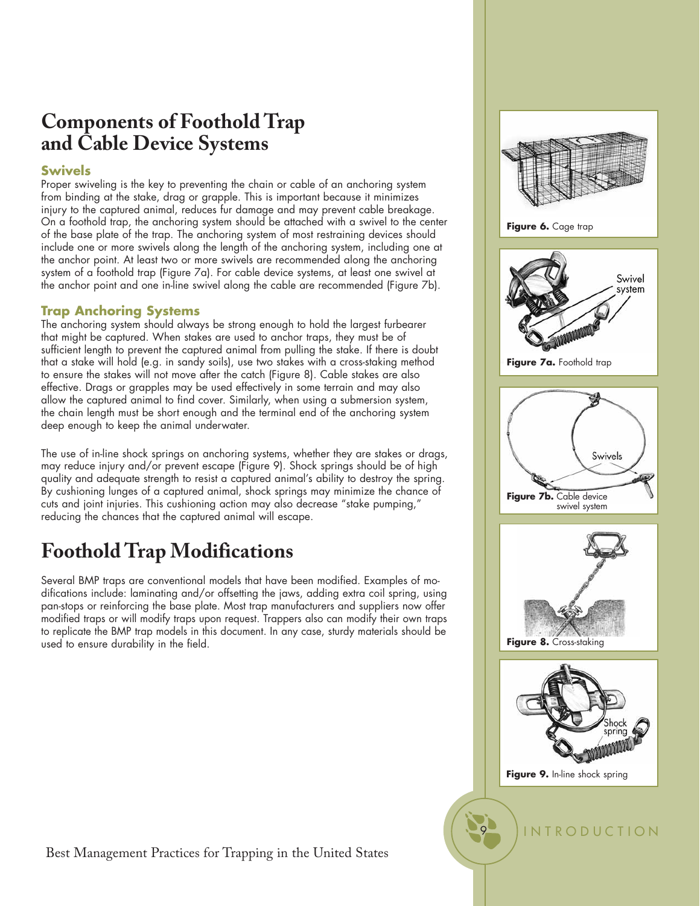# Components of Foothold Trap and Cable Device Systems

### Swivels

Proper swiveling is the key to preventing the chain or cable of an anchoring system from binding at the stake, drag or grapple. This is important because it minimizes injury to the captured animal, reduces fur damage and may prevent cable breakage. On a foothold trap, the anchoring system should be attached with a swivel to the center of the base plate of the trap. The anchoring system of most restraining devices should include one or more swivels along the length of the anchoring system, including one at the anchor point. At least two or more swivels are recommended along the anchoring system of a foothold trap (Figure 7a). For cable device systems, at least one swivel at the anchor point and one in-line swivel along the cable are recommended (Figure 7b).

### Trap Anchoring Systems

The anchoring system should always be strong enough to hold the largest furbearer that might be captured. When stakes are used to anchor traps, they must be of sufficient length to prevent the captured animal from pulling the stake. If there is doubt that a stake will hold (e.g. in sandy soils), use two stakes with a cross-staking method to ensure the stakes will not move after the catch (Figure 8). Cable stakes are also effective. Drags or grapples may be used effectively in some terrain and may also allow the captured animal to find cover. Similarly, when using a submersion system, the chain length must be short enough and the terminal end of the anchoring system deep enough to keep the animal underwater.

The use of in-line shock springs on anchoring systems, whether they are stakes or drags, may reduce injury and/or prevent escape (Figure 9). Shock springs should be of high quality and adequate strength to resist a captured animal's ability to destroy the spring. By cushioning lunges of a captured animal, shock springs may minimize the chance of cuts and joint injuries. This cushioning action may also decrease "stake pumping," reducing the chances that the captured animal will escape.

# Foothold Trap Modifications

Several BMP traps are conventional models that have been modified. Examples of modifications include: laminating and/or offsetting the jaws, adding extra coil spring, using pan-stops or reinforcing the base plate. Most trap manufacturers and suppliers now offer modified traps or will modify traps upon request. Trappers also can modify their own traps to replicate the BMP trap models in this document. In any case, sturdy materials should be used to ensure durability in the field.

**Figure 6.** Cage trap

**Figure 7a.** Foothold trap

**Figure 7b.** Cable device swivel system

**Figure 8.** Cross-staking

**Figure 9.** In-line shock spring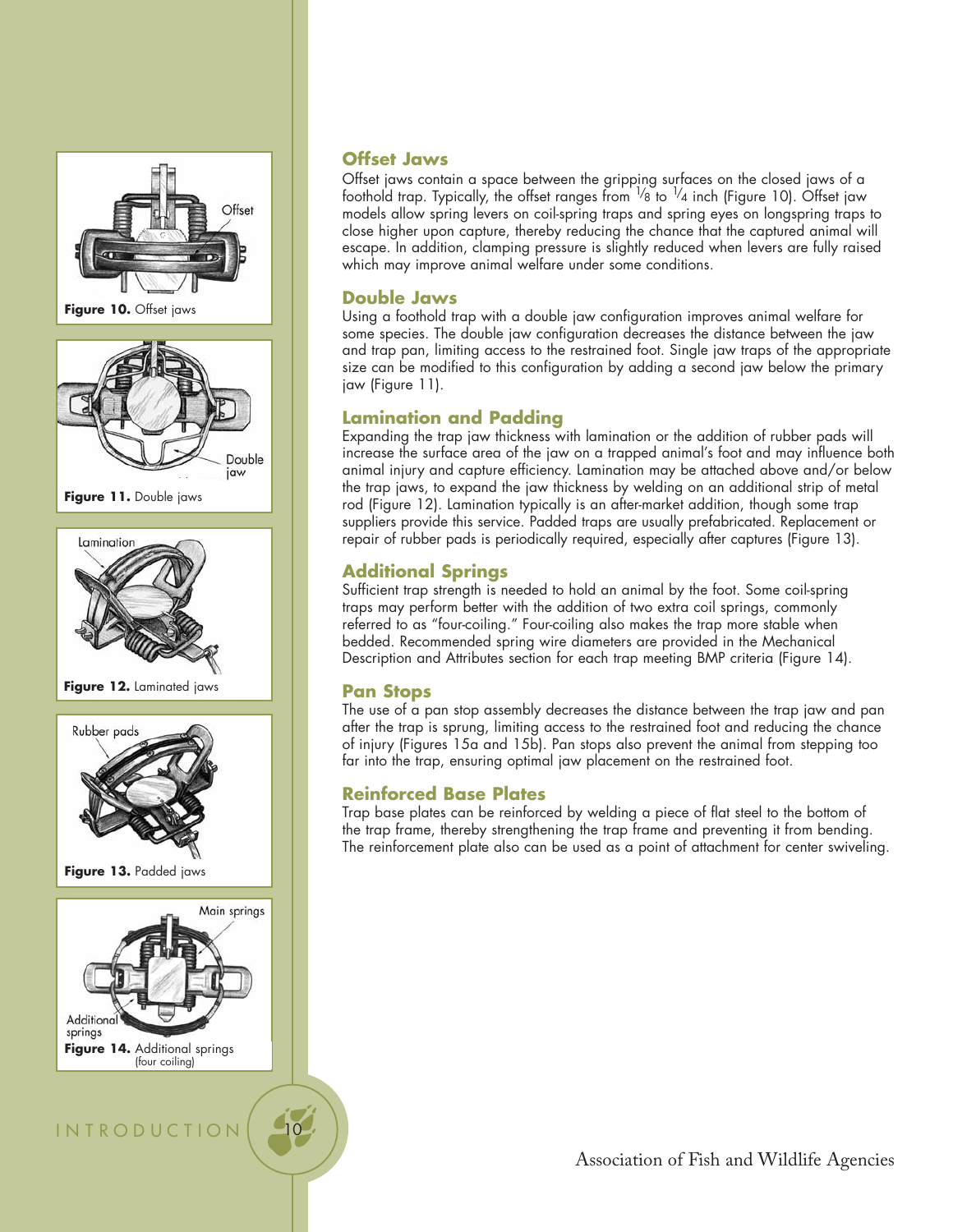Figure 10. Offset jaws

Figure 11. Double jaws

Figure 12. Laminated jaws

Figure 13. Padded jaws

Figure 14. Additional springs (four coiling)

## Offset Jaws

Offset jaws contain a space between the gripping surfaces on the closed jaws of a foothold trap. Typically, the offset ranges from $\frac{1}{8}$ to $\frac{1}{4}$ inch (Figure 10). Offset jaw models allow spring levers on coil-spring traps and spring eyes on longspring traps to close higher upon capture, thereby reducing the chance that the captured animal will escape. In addition, clamping pressure is slightly reduced when levers are fully raised which may improve animal welfare under some conditions.

## Double Jaws

Using a foothold trap with a double jaw configuration improves animal welfare for some species. The double jaw configuration decreases the distance between the jaw and trap pan, limiting access to the restrained foot. Single jaw traps of the appropriate size can be modified to this configuration by adding a second jaw below the primary jaw (Figure 11).

## Lamination and Padding

Expanding the trap jaw thickness with lamination or the addition of rubber pads will increase the surface area of the jaw on a trapped animal's foot and may influence both animal injury and capture efficiency. Lamination may be attached above and/or below the trap jaws, to expand the jaw thickness by welding on an additional strip of metal rod (Figure 12). Lamination typically is an after-market addition, though some trap suppliers provide this service. Padded traps are usually prefabricated. Replacement or repair of rubber pads is periodically required, especially after captures (Figure 13).

## Additional Springs

Sufficient trap strength is needed to hold an animal by the foot. Some coil-spring traps may perform better with the addition of two extra coil springs, commonly referred to as "four-coiling." Four-coiling also makes the trap more stable when bedded. Recommended spring wire diameters are provided in the Mechanical Description and Attributes section for each trap meeting BMP criteria (Figure 14).

## Pan Stops

The use of a pan stop assembly decreases the distance between the trap jaw and pan after the trap is sprung, limiting access to the restrained foot and reducing the chance of injury (Figures 15a and 15b). Pan stops also prevent the animal from stepping too far into the trap, ensuring optimal jaw placement on the restrained foot.

## Reinforced Base Plates

Trap base plates can be reinforced by welding a piece of flat steel to the bottom of the trap frame, thereby strengthening the trap frame and preventing it from bending. The reinforcement plate also can be used as a point of attachment for center swiveling.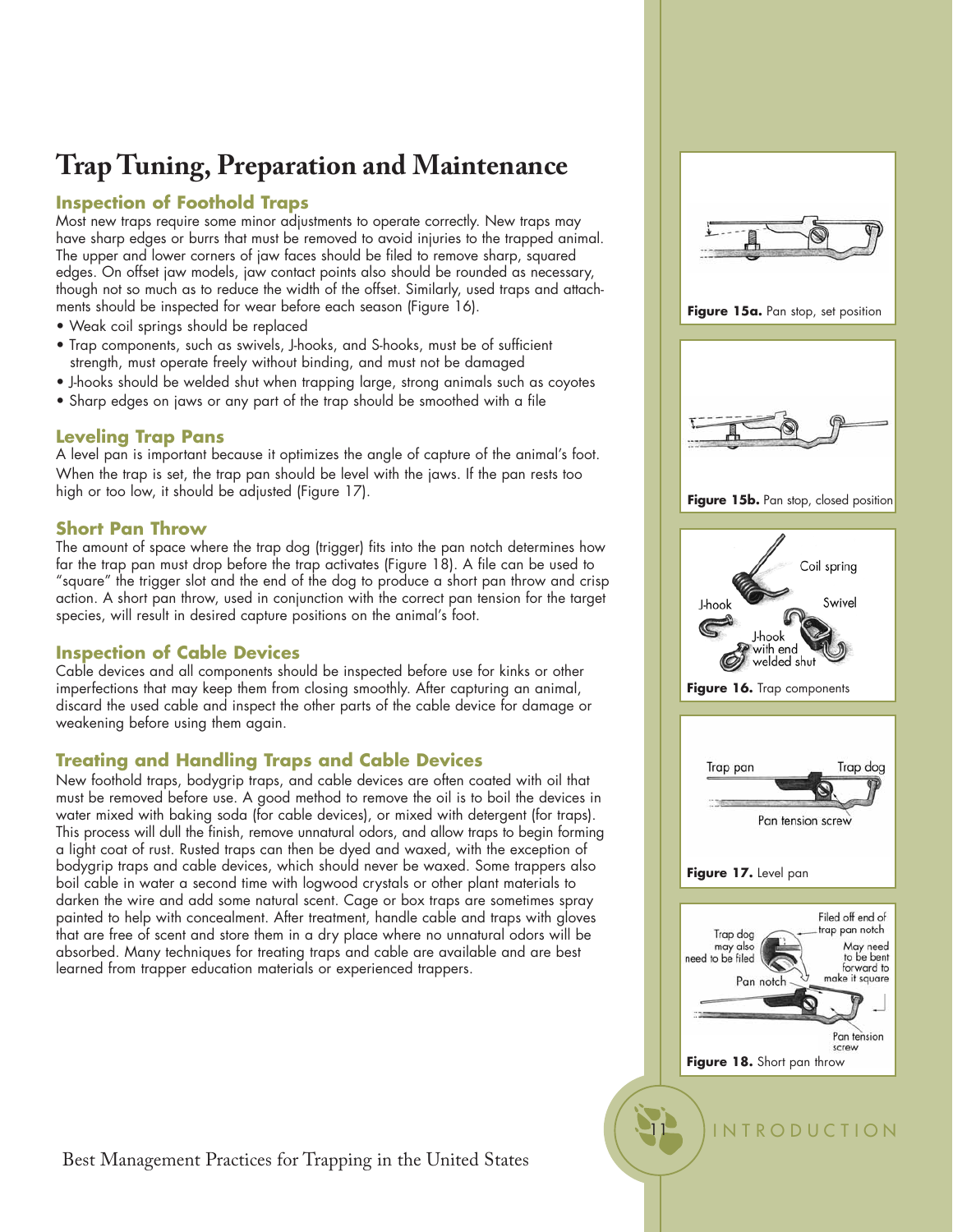# Trap Tuning, Preparation and Maintenance

## Inspection of Foothold Traps

Most new traps require some minor adjustments to operate correctly. New traps may have sharp edges or burrs that must be removed to avoid injuries to the trapped animal. The upper and lower corners of jaw faces should be filed to remove sharp, squared edges. On offset jaw models, jaw contact points also should be rounded as necessary, though not so much as to reduce the width of the offset. Similarly, used traps and attachments should be inspected for wear before each season (Figure 16).

- Weak coil springs should be replaced
- Trap components, such as swivels, J-hooks, and S-hooks, must be of sufficient strength, must operate freely without binding, and must not be damaged
- J-hooks should be welded shut when trapping large, strong animals such as coyotes
- Sharp edges on jaws or any part of the trap should be smoothed with a file

## Leveling Trap Pans

A level pan is important because it optimizes the angle of capture of the animal's foot. When the trap is set, the trap pan should be level with the jaws. If the pan rests too high or too low, it should be adjusted (Figure 17).

## Short Pan Throw

The amount of space where the trap dog (trigger) fits into the pan notch determines how far the trap pan must drop before the trap activates (Figure 18). A file can be used to "square" the trigger slot and the end of the dog to produce a short pan throw and crisp action. A short pan throw, used in conjunction with the correct pan tension for the target species, will result in desired capture positions on the animal's foot.

## Inspection of Cable Devices

Cable devices and all components should be inspected before use for kinks or other imperfections that may keep them from closing smoothly. After capturing an animal, discard the used cable and inspect the other parts of the cable device for damage or weakening before using them again.

## Treating and Handling Traps and Cable Devices

New foothold traps, bodygrip traps, and cable devices are often coated with oil that must be removed before use. A good method to remove the oil is to boil the devices in water mixed with baking soda (for cable devices), or mixed with detergent (for traps). This process will dull the finish, remove unnatural odors, and allow traps to begin forming a light coat of rust. Rusted traps can then be dyed and waxed, with the exception of bodygrip traps and cable devices, which should never be waxed. Some trappers also boil cable in water a second time with logwood crystals or other plant materials to darken the wire and add some natural scent. Cage or box traps are sometimes spray painted to help with concealment. After treatment, handle cable and traps with gloves that are free of scent and store them in a dry place where no unnatural odors will be absorbed. Many techniques for treating traps and cable are available and are best learned from trapper education materials or experienced trappers.

**Figure 15a.** Pan stop, set position

**Figure 15b.** Pan stop, closed position

Coil spring, J-hook, Swivel, J-hook with end welded shut

**Figure 16.** Trap components

Trap pan, Trap dog, Pan tension screw

**Figure 17.** Level pan

Trap dog may also need to be filed; Filed off end of trap pan notch; May need to be bent forward to make it square; Pan notch; Pan tension screw

**Figure 18.** Short pan throw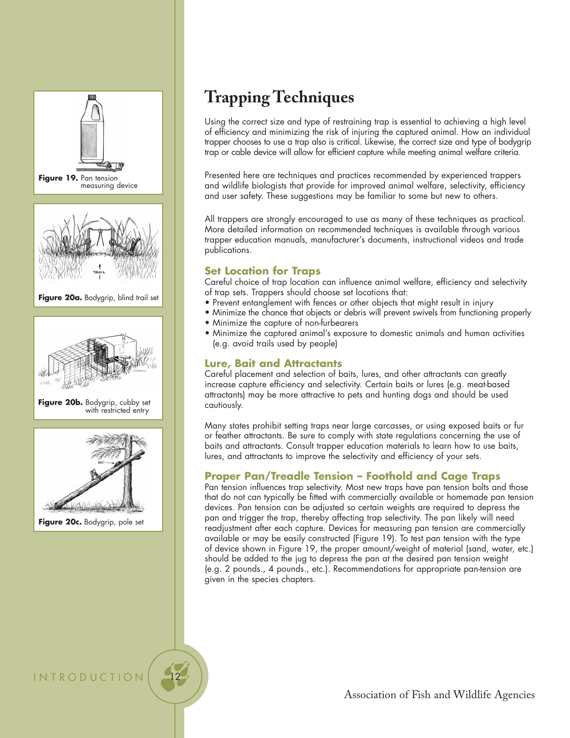Figure 19. Pan tension measuring device

Figure 20a. Bodygrip, blind trail set

Figure 20b. Bodygrip, cubby set with restricted entry

Figure 20c. Bodygrip, pole set

# Trapping Techniques

Using the correct size and type of restraining trap is essential to achieving a high level of efficiency and minimizing the risk of injuring the captured animal. How an individual trapper chooses to use a trap also is critical. Likewise, the correct size and type of bodygrip trap or cable device will allow for efficient capture while meeting animal welfare criteria.

Presented here are techniques and practices recommended by experienced trappers and wildlife biologists that provide for improved animal welfare, selectivity, efficiency and user safety. These suggestions may be familiar to some but new to others.

All trappers are strongly encouraged to use as many of these techniques as practical. More detailed information on recommended techniques is available through various trapper education manuals, manufacturer's documents, instructional videos and trade publications.

## Set Location for Traps

Careful choice of trap location can influence animal welfare, efficiency and selectivity of trap sets. Trappers should choose set locations that:

- Prevent entanglement with fences or other objects that might result in injury
- Minimize the chance that objects or debris will prevent swivels from functioning properly
- Minimize the capture of non-furbearers
- Minimize the captured animal's exposure to domestic animals and human activities (e.g. avoid trails used by people)

## Lure, Bait and Attractants

Careful placement and selection of baits, lures, and other attractants can greatly increase capture efficiency and selectivity. Certain baits or lures (e.g. meat-based attractants) may be more attractive to pets and hunting dogs and should be used cautiously.

Many states prohibit setting traps near large carcasses, or using exposed baits or fur or feather attractants. Be sure to comply with state regulations concerning the use of baits and attractants. Consult trapper education materials to learn how to use baits, lures, and attractants to improve the selectivity and efficiency of your sets.

## Proper Pan/Treadle Tension – Foothold and Cage Traps

Pan tension influences trap selectivity. Most new traps have pan tension bolts and those that do not can typically be fitted with commercially available or homemade pan tension devices. Pan tension can be adjusted so certain weights are required to depress the pan and trigger the trap, thereby affecting trap selectivity. The pan likely will need readjustment after each capture. Devices for measuring pan tension are commercially available or may be easily constructed (Figure 19). To test pan tension with the type of device shown in Figure 19, the proper amount/weight of material (sand, water, etc.) should be added to the jug to depress the pan at the desired pan tension weight (e.g. 2 pounds., 4 pounds., etc.). Recommendations for appropriate pan-tension are given in the species chapters.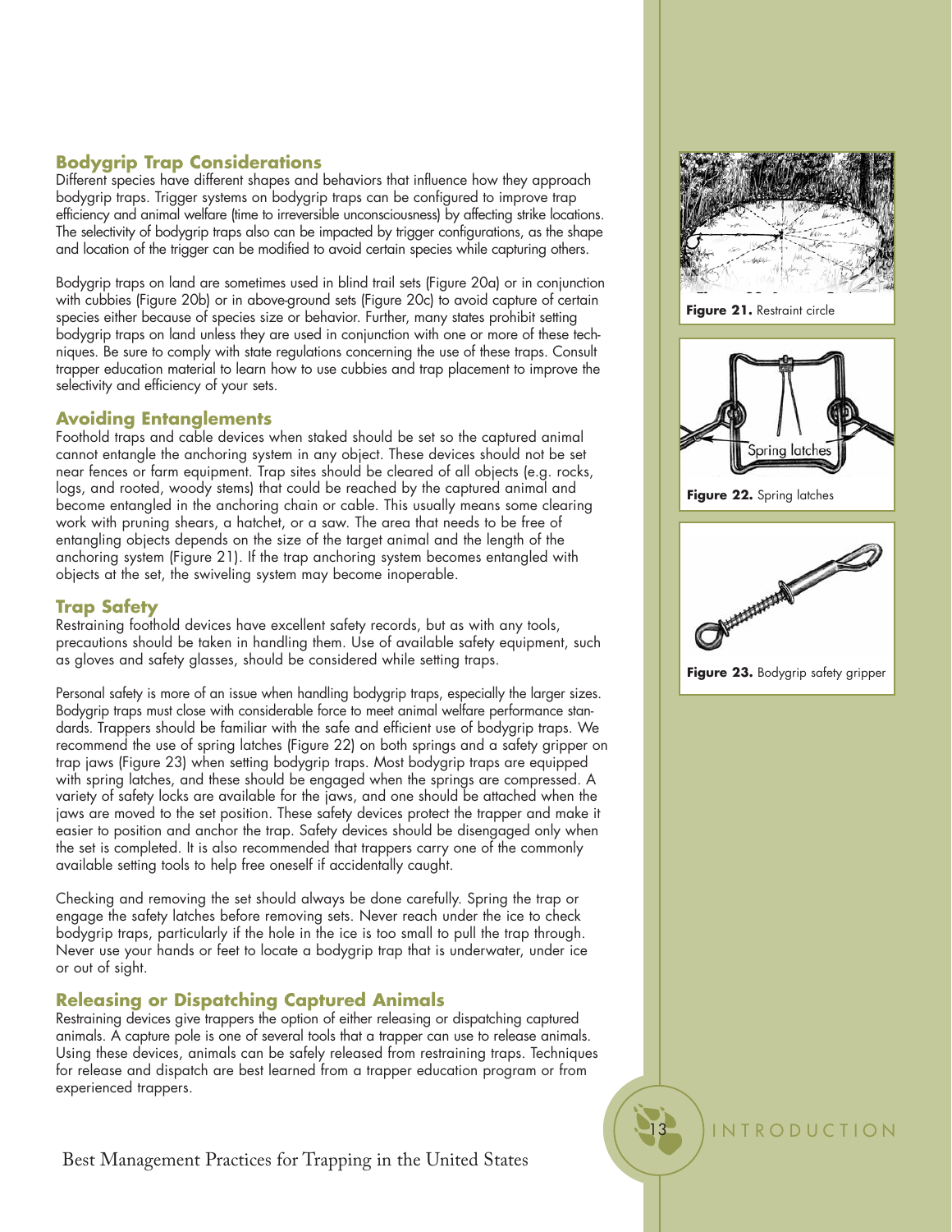## Bodygrip Trap Considerations

Different species have different shapes and behaviors that influence how they approach bodygrip traps. Trigger systems on bodygrip traps can be configured to improve trap efficiency and animal welfare (time to irreversible unconsciousness) by affecting strike locations. The selectivity of bodygrip traps also can be impacted by trigger configurations, as the shape and location of the trigger can be modified to avoid certain species while capturing others.

Bodygrip traps on land are sometimes used in blind trail sets (Figure 20a) or in conjunction with cubbies (Figure 20b) or in above-ground sets (Figure 20c) to avoid capture of certain species either because of species size or behavior. Further, many states prohibit setting bodygrip traps on land unless they are used in conjunction with one or more of these techniques. Be sure to comply with state regulations concerning the use of these traps. Consult trapper education material to learn how to use cubbies and trap placement to improve the selectivity and efficiency of your sets.

## Avoiding Entanglements

Foothold traps and cable devices when staked should be set so the captured animal cannot entangle the anchoring system in any object. These devices should not be set near fences or farm equipment. Trap sites should be cleared of all objects (e.g. rocks, logs, and rooted, woody stems) that could be reached by the captured animal and become entangled in the anchoring chain or cable. This usually means some clearing work with pruning shears, a hatchet, or a saw. The area that needs to be free of entangling objects depends on the size of the target animal and the length of the anchoring system (Figure 21). If the trap anchoring system becomes entangled with objects at the set, the swiveling system may become inoperable.

## Trap Safety

Restraining foothold devices have excellent safety records, but as with any tools, precautions should be taken in handling them. Use of available safety equipment, such as gloves and safety glasses, should be considered while setting traps.

Personal safety is more of an issue when handling bodygrip traps, especially the larger sizes. Bodygrip traps must close with considerable force to meet animal welfare performance standards. Trappers should be familiar with the safe and efficient use of bodygrip traps. We recommend the use of spring latches (Figure 22) on both springs and a safety gripper on trap jaws (Figure 23) when setting bodygrip traps. Most bodygrip traps are equipped with spring latches, and these should be engaged when the springs are compressed. A variety of safety locks are available for the jaws, and one should be attached when the jaws are moved to the set position. These safety devices protect the trapper and make it easier to position and anchor the trap. Safety devices should be disengaged only when the set is completed. It is also recommended that trappers carry one of the commonly available setting tools to help free oneself if accidentally caught.

Checking and removing the set should always be done carefully. Spring the trap or engage the safety latches before removing sets. Never reach under the ice to check bodygrip traps, particularly if the hole in the ice is too small to pull the trap through. Never use your hands or feet to locate a bodygrip trap that is underwater, under ice or out of sight.

## Releasing or Dispatching Captured Animals

Restraining devices give trappers the option of either releasing or dispatching captured animals. A capture pole is one of several tools that a trapper can use to release animals. Using these devices, animals can be safely released from restraining traps. Techniques for release and dispatch are best learned from a trapper education program or from experienced trappers.

**Figure 21.** Restraint circle

Spring latches

**Figure 22.** Spring latches

**Figure 23.** Bodygrip safety gripper